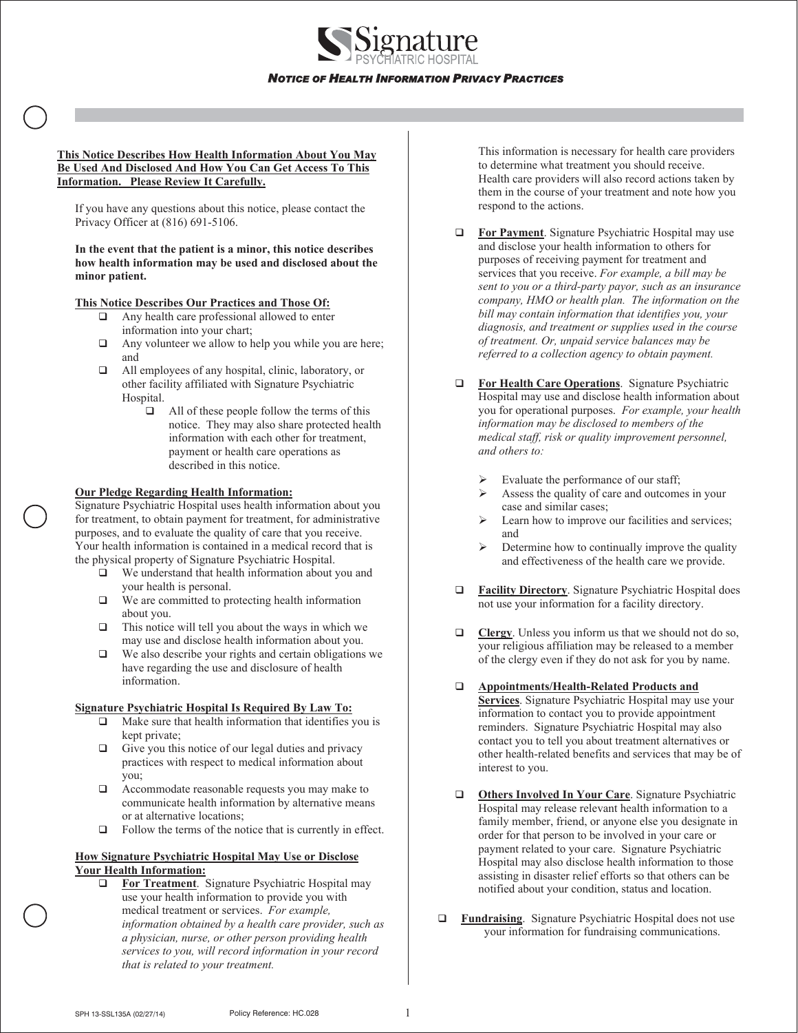# Signature PSYCHIATRIC HOSPITAL

## *NOTICE OF HEALTH INFORMATION PRIVACY PRACTICES*

**This Notice Describes How Health Information About You May Be Used And Disclosed And How You Can Get Access To This Information. Please Review It Carefully.**

If you have any questions about this notice, please contact the Privacy Officer at (816) 691-5106.

**In the event that the patient is a minor, this notice describes how health information may be used and disclosed about the minor patient.**

**This Notice Describes Our Practices and Those Of:**

- Any health care professional allowed to enter information into your chart;
- Any volunteer we allow to help you while you are here; and
- All employees of any hospital, clinic, laboratory, or other facility affiliated with Signature Psychiatric Hospital.
    - All of these people follow the terms of this notice. They may also share protected health information with each other for treatment, payment or health care operations as described in this notice.

**Our Pledge Regarding Health Information:**

Signature Psychiatric Hospital uses health information about you for treatment, to obtain payment for treatment, for administrative purposes, and to evaluate the quality of care that you receive. Your health information is contained in a medical record that is the physical property of Signature Psychiatric Hospital.

- We understand that health information about you and your health is personal.
- We are committed to protecting health information about you.
- This notice will tell you about the ways in which we may use and disclose health information about you.
- We also describe your rights and certain obligations we have regarding the use and disclosure of health information.

**Signature Psychiatric Hospital Is Required By Law To:**

- Make sure that health information that identifies you is kept private;
- Give you this notice of our legal duties and privacy practices with respect to medical information about you;
- Accommodate reasonable requests you may make to communicate health information by alternative means or at alternative locations;
- Follow the terms of the notice that is currently in effect.

**How Signature Psychiatric Hospital May Use or Disclose Your Health Information:**

- **For Treatment**. Signature Psychiatric Hospital may use your health information to provide you with medical treatment or services. *For example, information obtained by a health care provider, such as a physician, nurse, or other person providing health services to you, will record information in your record that is related to your treatment.* This information is necessary for health care providers to determine what treatment you should receive. Health care providers will also record actions taken by them in the course of your treatment and note how you respond to the actions.
- **For Payment**. Signature Psychiatric Hospital may use and disclose your health information to others for purposes of receiving payment for treatment and services that you receive. *For example, a bill may be sent to you or a third-party payor, such as an insurance company, HMO or health plan. The information on the bill may contain information that identifies you, your diagnosis, and treatment or supplies used in the course of treatment. Or, unpaid service balances may be referred to a collection agency to obtain payment.*
- **For Health Care Operations**. Signature Psychiatric Hospital may use and disclose health information about you for operational purposes. *For example, your health information may be disclosed to members of the medical staff, risk or quality improvement personnel, and others to:*
    - Evaluate the performance of our staff;
    - Assess the quality of care and outcomes in your case and similar cases;
    - Learn how to improve our facilities and services; and
    - Determine how to continually improve the quality and effectiveness of the health care we provide.
- **Facility Directory**. Signature Psychiatric Hospital does not use your information for a facility directory.
- **Clergy**. Unless you inform us that we should not do so, your religious affiliation may be released to a member of the clergy even if they do not ask for you by name.
- **Appointments/Health-Related Products and Services**. Signature Psychiatric Hospital may use your information to contact you to provide appointment reminders. Signature Psychiatric Hospital may also contact you to tell you about treatment alternatives or other health-related benefits and services that may be of interest to you.
- **Others Involved In Your Care**. Signature Psychiatric Hospital may release relevant health information to a family member, friend, or anyone else you designate in order for that person to be involved in your care or payment related to your care. Signature Psychiatric Hospital may also disclose health information to those assisting in disaster relief efforts so that others can be notified about your condition, status and location.
- **Fundraising**. Signature Psychiatric Hospital does not use your information for fundraising communications.

SPH 13-SSL135A (02/27/14) Policy Reference: HC.028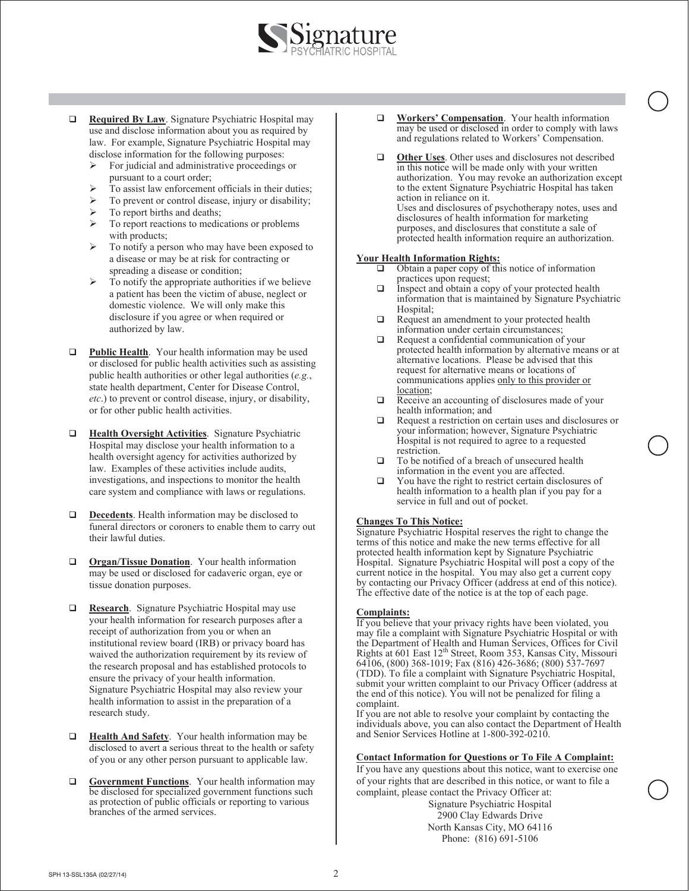- **Required By Law**. Signature Psychiatric Hospital may use and disclose information about you as required by law. For example, Signature Psychiatric Hospital may disclose information for the following purposes:
  - For judicial and administrative proceedings or pursuant to a court order;
  - To assist law enforcement officials in their duties;
  - To prevent or control disease, injury or disability;
  - To report births and deaths;
  - To report reactions to medications or problems with products;
  - To notify a person who may have been exposed to a disease or may be at risk for contracting or spreading a disease or condition;
  - To notify the appropriate authorities if we believe a patient has been the victim of abuse, neglect or domestic violence. We will only make this disclosure if you agree or when required or authorized by law.

- **Public Health**. Your health information may be used or disclosed for public health activities such as assisting public health authorities or other legal authorities (*e.g.*, state health department, Center for Disease Control, *etc*.) to prevent or control disease, injury, or disability, or for other public health activities.

- **Health Oversight Activities**. Signature Psychiatric Hospital may disclose your health information to a health oversight agency for activities authorized by law. Examples of these activities include audits, investigations, and inspections to monitor the health care system and compliance with laws or regulations.

- **Decedents**. Health information may be disclosed to funeral directors or coroners to enable them to carry out their lawful duties.

- **Organ/Tissue Donation**. Your health information may be used or disclosed for cadaveric organ, eye or tissue donation purposes.

- **Research**. Signature Psychiatric Hospital may use your health information for research purposes after a receipt of authorization from you or when an institutional review board (IRB) or privacy board has waived the authorization requirement by its review of the research proposal and has established protocols to ensure the privacy of your health information. Signature Psychiatric Hospital may also review your health information to assist in the preparation of a research study.

- **Health And Safety**. Your health information may be disclosed to avert a serious threat to the health or safety of you or any other person pursuant to applicable law.

- **Government Functions**. Your health information may be disclosed for specialized government functions such as protection of public officials or reporting to various branches of the armed services.

- **Workers' Compensation**. Your health information may be used or disclosed in order to comply with laws and regulations related to Workers' Compensation.

- **Other Uses**. Other uses and disclosures not described in this notice will be made only with your written authorization. You may revoke an authorization except to the extent Signature Psychiatric Hospital has taken action in reliance on it.
  Uses and disclosures of psychotherapy notes, uses and disclosures of health information for marketing purposes, and disclosures that constitute a sale of protected health information require an authorization.

**Your Health Information Rights:**

- Obtain a paper copy of this notice of information practices upon request;
- Inspect and obtain a copy of your protected health information that is maintained by Signature Psychiatric Hospital;
- Request an amendment to your protected health information under certain circumstances;
- Request a confidential communication of your protected health information by alternative means or at alternative locations. Please be advised that this request for alternative means or locations of communications applies only to this provider or location;
- Receive an accounting of disclosures made of your health information; and
- Request a restriction on certain uses and disclosures or your information; however, Signature Psychiatric Hospital is not required to agree to a requested restriction.
- To be notified of a breach of unsecured health information in the event you are affected.
- You have the right to restrict certain disclosures of health information to a health plan if you pay for a service in full and out of pocket.

**Changes To This Notice:**

Signature Psychiatric Hospital reserves the right to change the terms of this notice and make the new terms effective for all protected health information kept by Signature Psychiatric Hospital. Signature Psychiatric Hospital will post a copy of the current notice in the hospital. You may also get a current copy by contacting our Privacy Officer (address at end of this notice). The effective date of the notice is at the top of each page.

**Complaints:**

If you believe that your privacy rights have been violated, you may file a complaint with Signature Psychiatric Hospital or with the Department of Health and Human Services, Offices for Civil Rights at 601 East 12th Street, Room 353, Kansas City, Missouri 64106, (800) 368-1019; Fax (816) 426-3686; (800) 537-7697 (TDD). To file a complaint with Signature Psychiatric Hospital, submit your written complaint to our Privacy Officer (address at the end of this notice). You will not be penalized for filing a complaint.

If you are not able to resolve your complaint by contacting the individuals above, you can also contact the Department of Health and Senior Services Hotline at 1-800-392-0210.

**Contact Information for Questions or To File A Complaint:**

If you have any questions about this notice, want to exercise one of your rights that are described in this notice, or want to file a complaint, please contact the Privacy Officer at:

Signature Psychiatric Hospital
2900 Clay Edwards Drive
North Kansas City, MO 64116
Phone: (816) 691-5106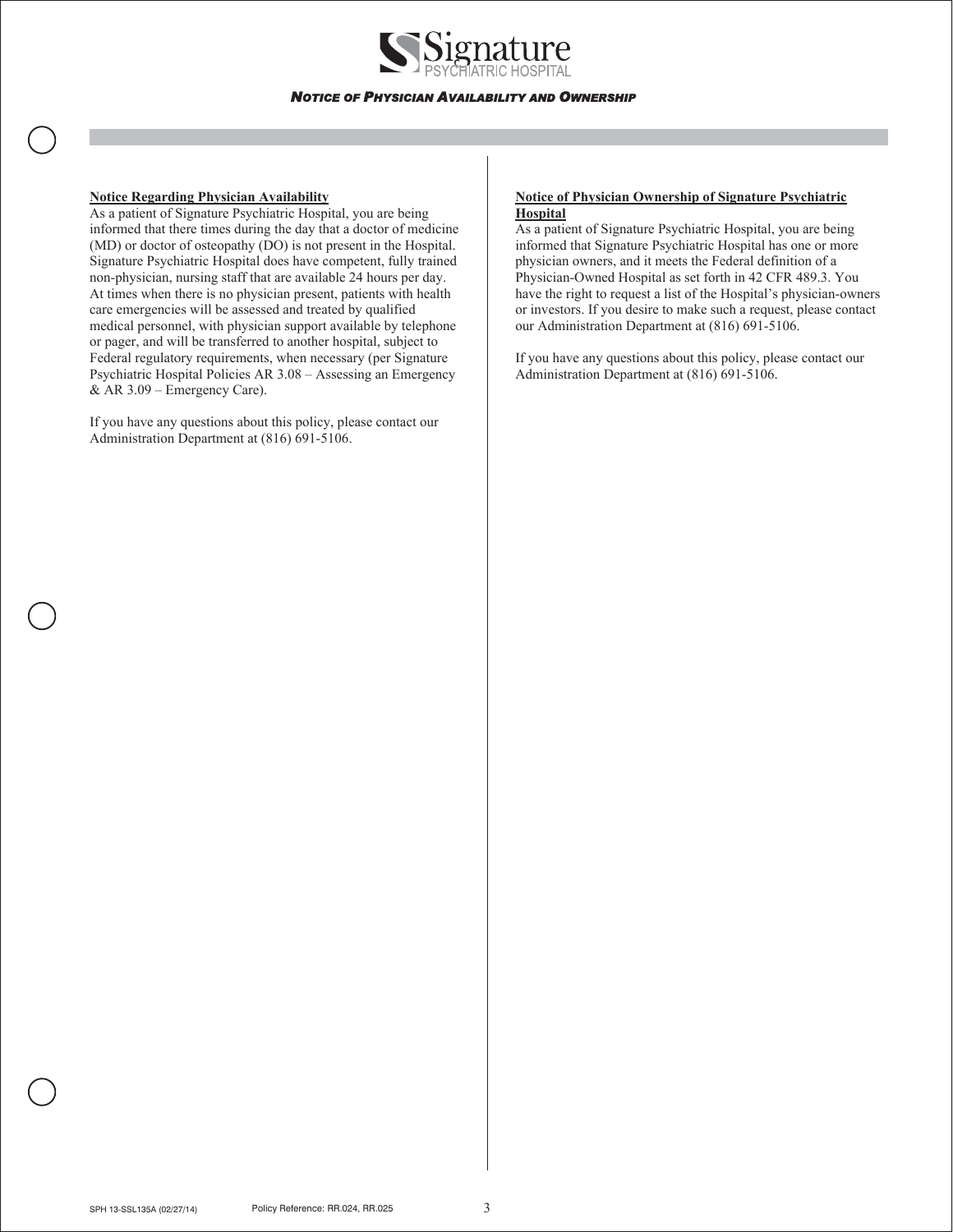Signature PSYCHIATRIC HOSPITAL

***Notice of Physician Availability and Ownership***

**Notice Regarding Physician Availability**

As a patient of Signature Psychiatric Hospital, you are being informed that there times during the day that a doctor of medicine (MD) or doctor of osteopathy (DO) is not present in the Hospital. Signature Psychiatric Hospital does have competent, fully trained non-physician, nursing staff that are available 24 hours per day. At times when there is no physician present, patients with health care emergencies will be assessed and treated by qualified medical personnel, with physician support available by telephone or pager, and will be transferred to another hospital, subject to Federal regulatory requirements, when necessary (per Signature Psychiatric Hospital Policies AR 3.08 – Assessing an Emergency & AR 3.09 – Emergency Care).

If you have any questions about this policy, please contact our Administration Department at (816) 691-5106.

**Notice of Physician Ownership of Signature Psychiatric Hospital**

As a patient of Signature Psychiatric Hospital, you are being informed that Signature Psychiatric Hospital has one or more physician owners, and it meets the Federal definition of a Physician-Owned Hospital as set forth in 42 CFR 489.3. You have the right to request a list of the Hospital's physician-owners or investors. If you desire to make such a request, please contact our Administration Department at (816) 691-5106.

If you have any questions about this policy, please contact our Administration Department at (816) 691-5106.

SPH 13-SSL135A (02/27/14) Policy Reference: RR.024, RR.025